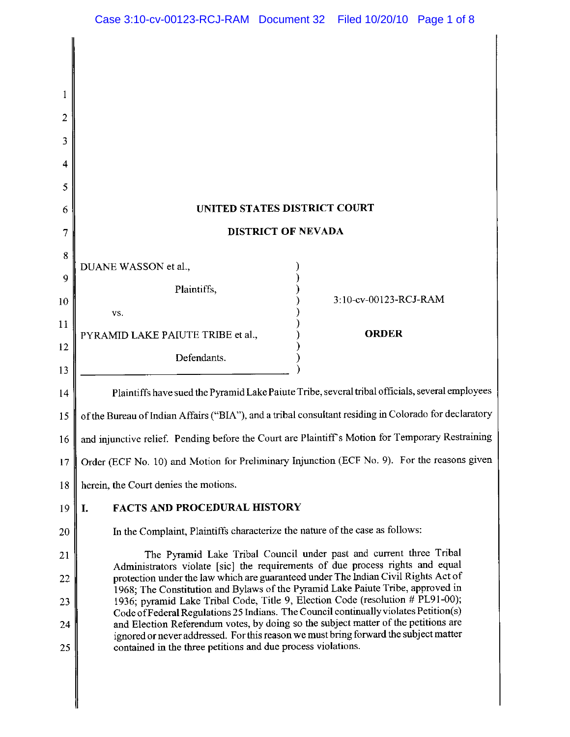UNITED STATES DISTRICT COURT

DISTRICT OF NEVADA

DUANE WASSON et al.,

Plaintiffs,

vs.

PYRAMID LAKE PAIUTE TRIBE et al.,

Defendants.

3:10-cv-00123-RCJ-RAM

**ORDER**

Plaintiffs have sued the Pyramid Lake Paiute Tribe, several tribal officials, several employees of the Bureau of Indian Affairs ("BIA"), and a tribal consultant residing in Colorado for declaratory and injunctive relief. Pending before the Court are Plaintiff's Motion for Temporary Restraining Order (ECF No. 10) and Motion for Preliminary Injunction (ECF No. 9). For the reasons given herein, the Court denies the motions.

## I. FACTS AND PROCEDURAL HISTORY

In the Complaint, Plaintiffs characterize the nature of the case as follows:

> The Pyramid Lake Tribal Council under past and current three Tribal Administrators violate [sic] the requirements of due process rights and equal protection under the law which are guaranteed under The Indian Civil Rights Act of 1968; The Constitution and Bylaws of the Pyramid Lake Paiute Tribe, approved in 1936; pyramid Lake Tribal Code, Title 9, Election Code (resolution # PL91-00); Code of Federal Regulations 25 Indians. The Council continually violates Petition(s) and Election Referendum votes, by doing so the subject matter of the petitions are ignored or never addressed. For this reason we must bring forward the subject matter contained in the three petitions and due process violations.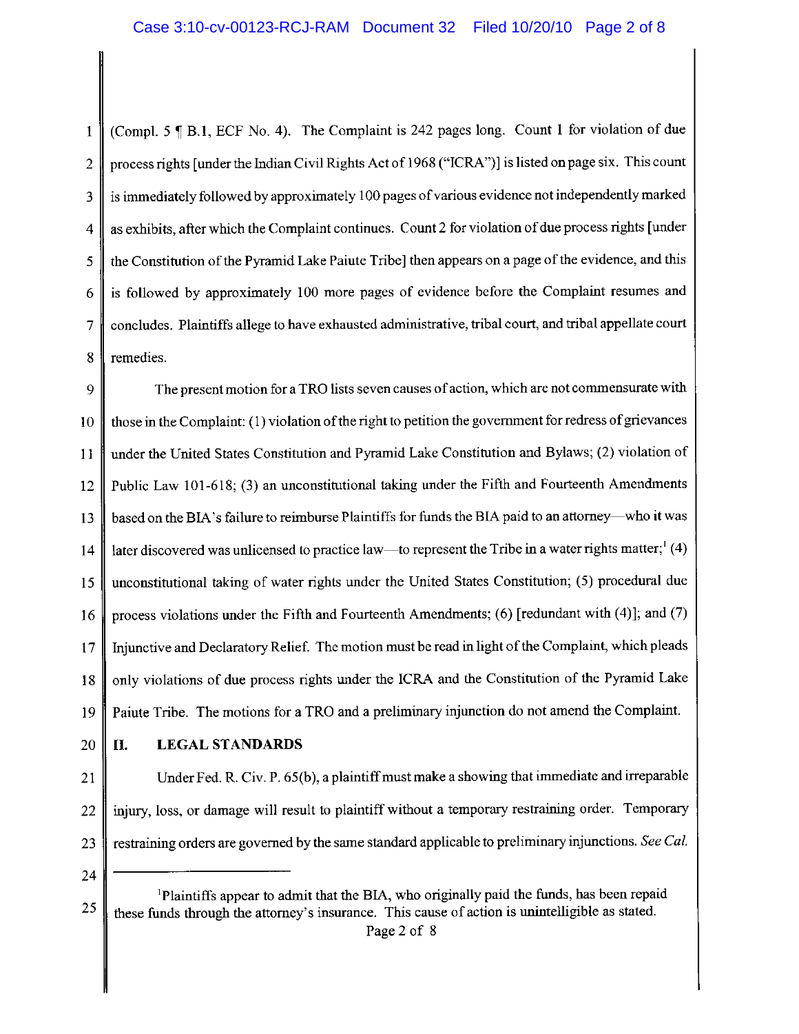(Compl. 5 ¶ B.1, ECF No. 4). The Complaint is 242 pages long. Count 1 for violation of due process rights [under the Indian Civil Rights Act of 1968 ("ICRA")] is listed on page six. This count is immediately followed by approximately 100 pages of various evidence not independently marked as exhibits, after which the Complaint continues. Count 2 for violation of due process rights [under the Constitution of the Pyramid Lake Paiute Tribe] then appears on a page of the evidence, and this is followed by approximately 100 more pages of evidence before the Complaint resumes and concludes. Plaintiffs allege to have exhausted administrative, tribal court, and tribal appellate court remedies.

The present motion for a TRO lists seven causes of action, which are not commensurate with those in the Complaint: (1) violation of the right to petition the government for redress of grievances under the United States Constitution and Pyramid Lake Constitution and Bylaws; (2) violation of Public Law 101-618; (3) an unconstitutional taking under the Fifth and Fourteenth Amendments based on the BIA's failure to reimburse Plaintiffs for funds the BIA paid to an attorney—who it was later discovered was unlicensed to practice law—to represent the Tribe in a water rights matter;[1] (4) unconstitutional taking of water rights under the United States Constitution; (5) procedural due process violations under the Fifth and Fourteenth Amendments; (6) [redundant with (4)]; and (7) Injunctive and Declaratory Relief. The motion must be read in light of the Complaint, which pleads only violations of due process rights under the ICRA and the Constitution of the Pyramid Lake Paiute Tribe. The motions for a TRO and a preliminary injunction do not amend the Complaint.

## II. LEGAL STANDARDS

Under Fed. R. Civ. P. 65(b), a plaintiff must make a showing that immediate and irreparable injury, loss, or damage will result to plaintiff without a temporary restraining order. Temporary restraining orders are governed by the same standard applicable to preliminary injunctions. *See Cal.*

---

[1]Plaintiffs appear to admit that the BIA, who originally paid the funds, has been repaid these funds through the attorney's insurance. This cause of action is unintelligible as stated.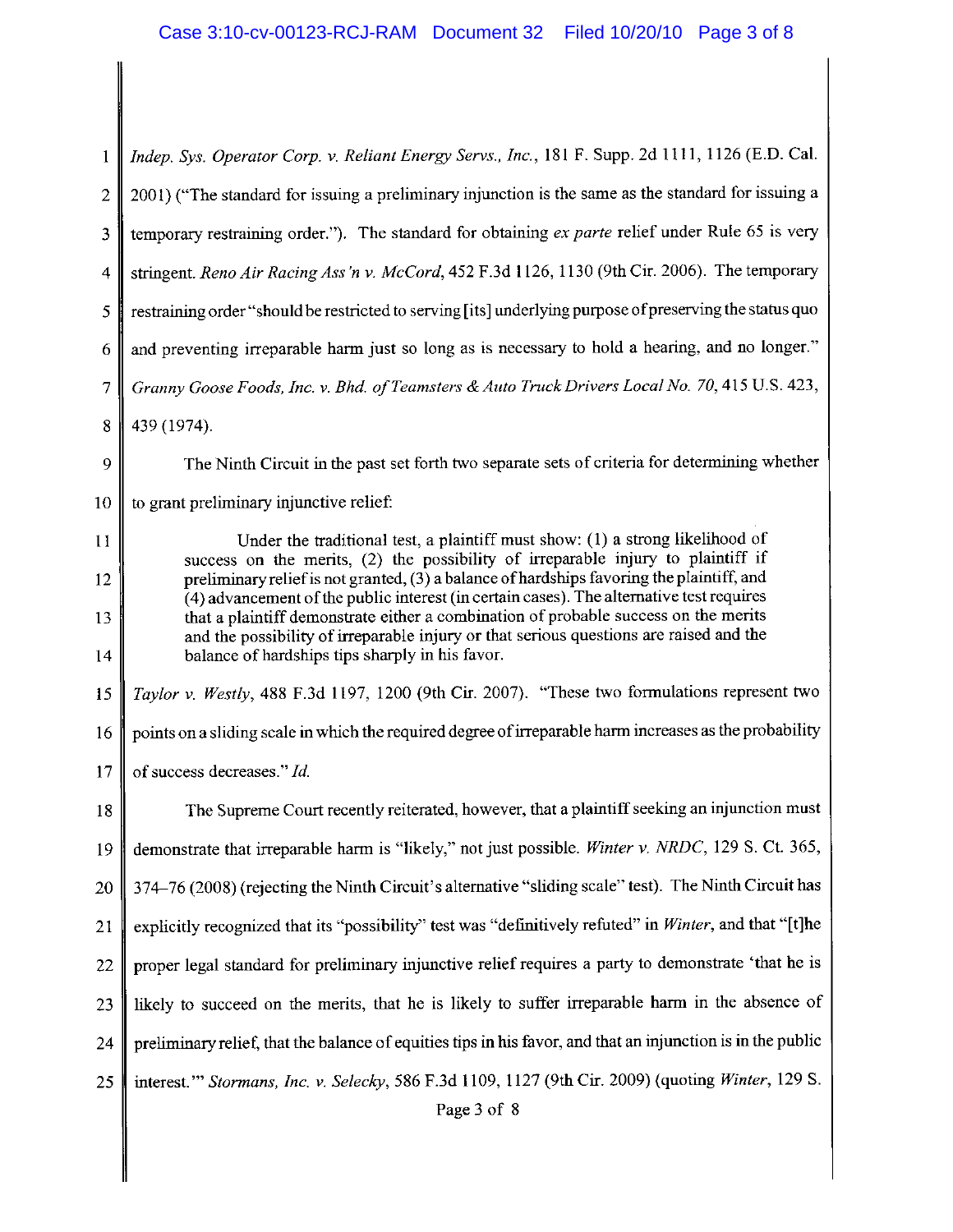*Indep. Sys. Operator Corp. v. Reliant Energy Servs., Inc.*, 181 F. Supp. 2d 1111, 1126 (E.D. Cal. 2001) ("The standard for issuing a preliminary injunction is the same as the standard for issuing a temporary restraining order."). The standard for obtaining *ex parte* relief under Rule 65 is very stringent. *Reno Air Racing Ass'n v. McCord*, 452 F.3d 1126, 1130 (9th Cir. 2006). The temporary restraining order "should be restricted to serving [its] underlying purpose of preserving the status quo and preventing irreparable harm just so long as is necessary to hold a hearing, and no longer." *Granny Goose Foods, Inc. v. Bhd. of Teamsters & Auto Truck Drivers Local No. 70*, 415 U.S. 423, 439 (1974).

The Ninth Circuit in the past set forth two separate sets of criteria for determining whether to grant preliminary injunctive relief:

> Under the traditional test, a plaintiff must show: (1) a strong likelihood of success on the merits, (2) the possibility of irreparable injury to plaintiff if preliminary relief is not granted, (3) a balance of hardships favoring the plaintiff, and (4) advancement of the public interest (in certain cases). The alternative test requires that a plaintiff demonstrate either a combination of probable success on the merits and the possibility of irreparable injury or that serious questions are raised and the balance of hardships tips sharply in his favor.

*Taylor v. Westly*, 488 F.3d 1197, 1200 (9th Cir. 2007). "These two formulations represent two points on a sliding scale in which the required degree of irreparable harm increases as the probability of success decreases." *Id.*

The Supreme Court recently reiterated, however, that a plaintiff seeking an injunction must demonstrate that irreparable harm is "likely," not just possible. *Winter v. NRDC*, 129 S. Ct. 365, 374–76 (2008) (rejecting the Ninth Circuit's alternative "sliding scale" test). The Ninth Circuit has explicitly recognized that its "possibility" test was "definitively refuted" in *Winter*, and that "[t]he proper legal standard for preliminary injunctive relief requires a party to demonstrate 'that he is likely to succeed on the merits, that he is likely to suffer irreparable harm in the absence of preliminary relief, that the balance of equities tips in his favor, and that an injunction is in the public interest.'" *Stormans, Inc. v. Selecky*, 586 F.3d 1109, 1127 (9th Cir. 2009) (quoting *Winter*, 129 S.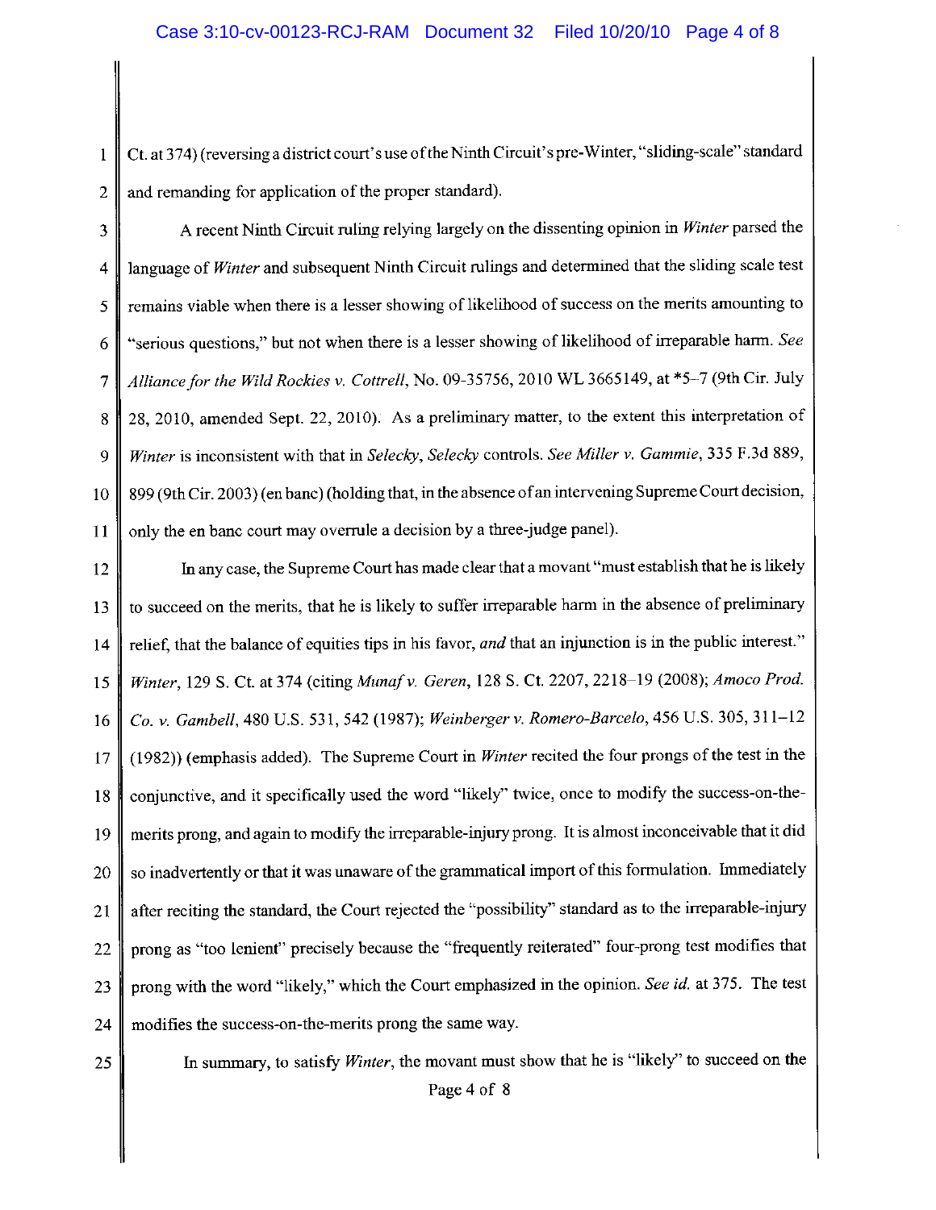Ct. at 374) (reversing a district court's use of the Ninth Circuit's pre-Winter, "sliding-scale" standard and remanding for application of the proper standard).

A recent Ninth Circuit ruling relying largely on the dissenting opinion in *Winter* parsed the language of *Winter* and subsequent Ninth Circuit rulings and determined that the sliding scale test remains viable when there is a lesser showing of likelihood of success on the merits amounting to "serious questions," but not when there is a lesser showing of likelihood of irreparable harm. *See Alliance for the Wild Rockies v. Cottrell*, No. 09-35756, 2010 WL 3665149, at *5–7 (9th Cir. July 28, 2010, amended Sept. 22, 2010). As a preliminary matter, to the extent this interpretation of *Winter* is inconsistent with that in *Selecky*, *Selecky* controls. *See Miller v. Gammie*, 335 F.3d 889, 899 (9th Cir. 2003) (en banc) (holding that, in the absence of an intervening Supreme Court decision, only the en banc court may overrule a decision by a three-judge panel).

In any case, the Supreme Court has made clear that a movant "must establish that he is likely to succeed on the merits, that he is likely to suffer irreparable harm in the absence of preliminary relief, that the balance of equities tips in his favor, *and* that an injunction is in the public interest." *Winter*, 129 S. Ct. at 374 (citing *Munaf v. Geren*, 128 S. Ct. 2207, 2218–19 (2008); *Amoco Prod. Co. v. Gambell*, 480 U.S. 531, 542 (1987); *Weinberger v. Romero-Barcelo*, 456 U.S. 305, 311–12 (1982)) (emphasis added). The Supreme Court in *Winter* recited the four prongs of the test in the conjunctive, and it specifically used the word "likely" twice, once to modify the success-on-the-merits prong, and again to modify the irreparable-injury prong. It is almost inconceivable that it did so inadvertently or that it was unaware of the grammatical import of this formulation. Immediately after reciting the standard, the Court rejected the "possibility" standard as to the irreparable-injury prong as "too lenient" precisely because the "frequently reiterated" four-prong test modifies that prong with the word "likely," which the Court emphasized in the opinion. *See id.* at 375. The test modifies the success-on-the-merits prong the same way.

In summary, to satisfy *Winter*, the movant must show that he is "likely" to succeed on the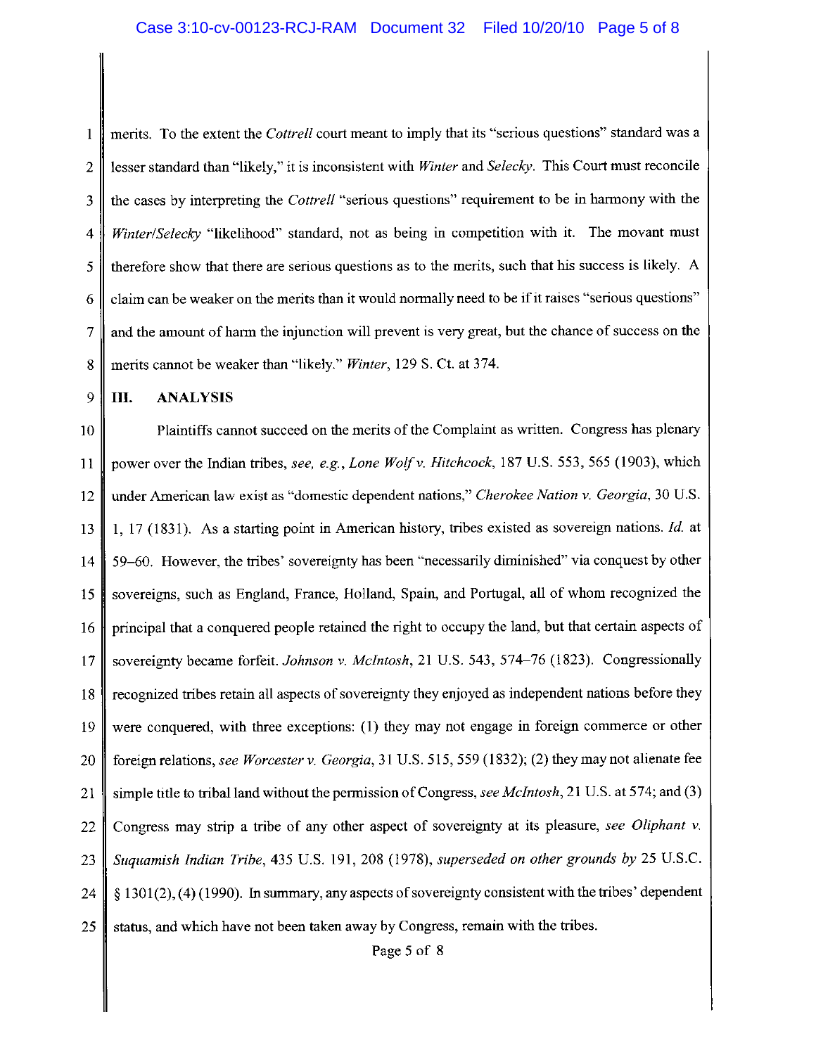merits. To the extent the *Cottrell* court meant to imply that its "serious questions" standard was a lesser standard than "likely," it is inconsistent with *Winter* and *Selecky*. This Court must reconcile the cases by interpreting the *Cottrell* "serious questions" requirement to be in harmony with the *Winter/Selecky* "likelihood" standard, not as being in competition with it. The movant must therefore show that there are serious questions as to the merits, such that his success is likely. A claim can be weaker on the merits than it would normally need to be if it raises "serious questions" and the amount of harm the injunction will prevent is very great, but the chance of success on the merits cannot be weaker than "likely." *Winter*, 129 S. Ct. at 374.

## III. ANALYSIS

Plaintiffs cannot succeed on the merits of the Complaint as written. Congress has plenary power over the Indian tribes, *see, e.g., Lone Wolf v. Hitchcock*, 187 U.S. 553, 565 (1903), which under American law exist as "domestic dependent nations," *Cherokee Nation v. Georgia*, 30 U.S. 1, 17 (1831). As a starting point in American history, tribes existed as sovereign nations. *Id.* at 59–60. However, the tribes' sovereignty has been "necessarily diminished" via conquest by other sovereigns, such as England, France, Holland, Spain, and Portugal, all of whom recognized the principal that a conquered people retained the right to occupy the land, but that certain aspects of sovereignty became forfeit. *Johnson v. McIntosh*, 21 U.S. 543, 574–76 (1823). Congressionally recognized tribes retain all aspects of sovereignty they enjoyed as independent nations before they were conquered, with three exceptions: (1) they may not engage in foreign commerce or other foreign relations, *see Worcester v. Georgia*, 31 U.S. 515, 559 (1832); (2) they may not alienate fee simple title to tribal land without the permission of Congress, *see McIntosh*, 21 U.S. at 574; and (3) Congress may strip a tribe of any other aspect of sovereignty at its pleasure, *see Oliphant v. Suquamish Indian Tribe*, 435 U.S. 191, 208 (1978), *superseded on other grounds by* 25 U.S.C. § 1301(2), (4) (1990). In summary, any aspects of sovereignty consistent with the tribes' dependent status, and which have not been taken away by Congress, remain with the tribes.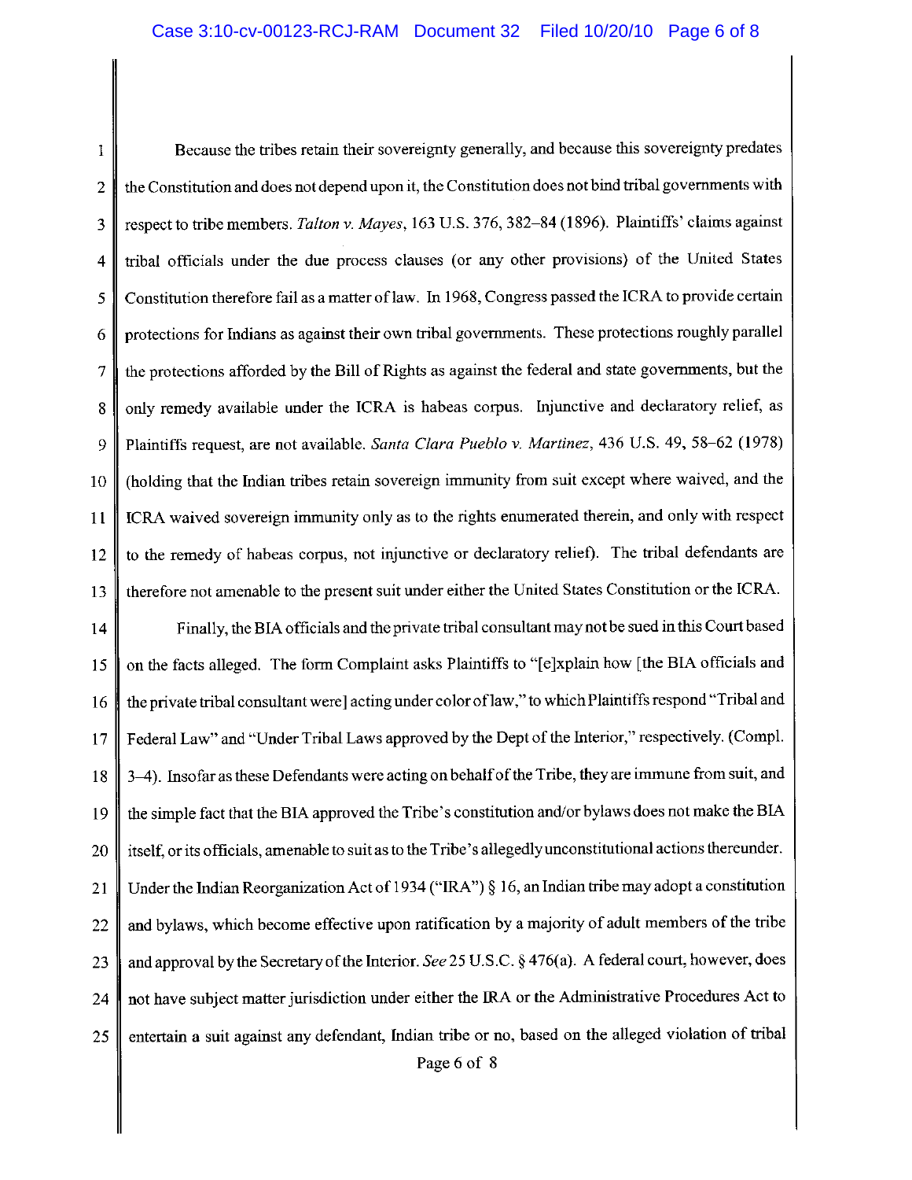Because the tribes retain their sovereignty generally, and because this sovereignty predates the Constitution and does not depend upon it, the Constitution does not bind tribal governments with respect to tribe members. *Talton v. Mayes*, 163 U.S. 376, 382–84 (1896). Plaintiffs' claims against tribal officials under the due process clauses (or any other provisions) of the United States Constitution therefore fail as a matter of law. In 1968, Congress passed the ICRA to provide certain protections for Indians as against their own tribal governments. These protections roughly parallel the protections afforded by the Bill of Rights as against the federal and state governments, but the only remedy available under the ICRA is habeas corpus. Injunctive and declaratory relief, as Plaintiffs request, are not available. *Santa Clara Pueblo v. Martinez*, 436 U.S. 49, 58–62 (1978) (holding that the Indian tribes retain sovereign immunity from suit except where waived, and the ICRA waived sovereign immunity only as to the rights enumerated therein, and only with respect to the remedy of habeas corpus, not injunctive or declaratory relief). The tribal defendants are therefore not amenable to the present suit under either the United States Constitution or the ICRA.

Finally, the BIA officials and the private tribal consultant may not be sued in this Court based on the facts alleged. The form Complaint asks Plaintiffs to "[e]xplain how [the BIA officials and the private tribal consultant were] acting under color of law," to which Plaintiffs respond "Tribal and Federal Law" and "Under Tribal Laws approved by the Dept of the Interior," respectively. (Compl. 3–4). Insofar as these Defendants were acting on behalf of the Tribe, they are immune from suit, and the simple fact that the BIA approved the Tribe's constitution and/or bylaws does not make the BIA itself, or its officials, amenable to suit as to the Tribe's allegedly unconstitutional actions thereunder. Under the Indian Reorganization Act of 1934 ("IRA") § 16, an Indian tribe may adopt a constitution and bylaws, which become effective upon ratification by a majority of adult members of the tribe and approval by the Secretary of the Interior. *See* 25 U.S.C. § 476(a). A federal court, however, does not have subject matter jurisdiction under either the IRA or the Administrative Procedures Act to entertain a suit against any defendant, Indian tribe or no, based on the alleged violation of tribal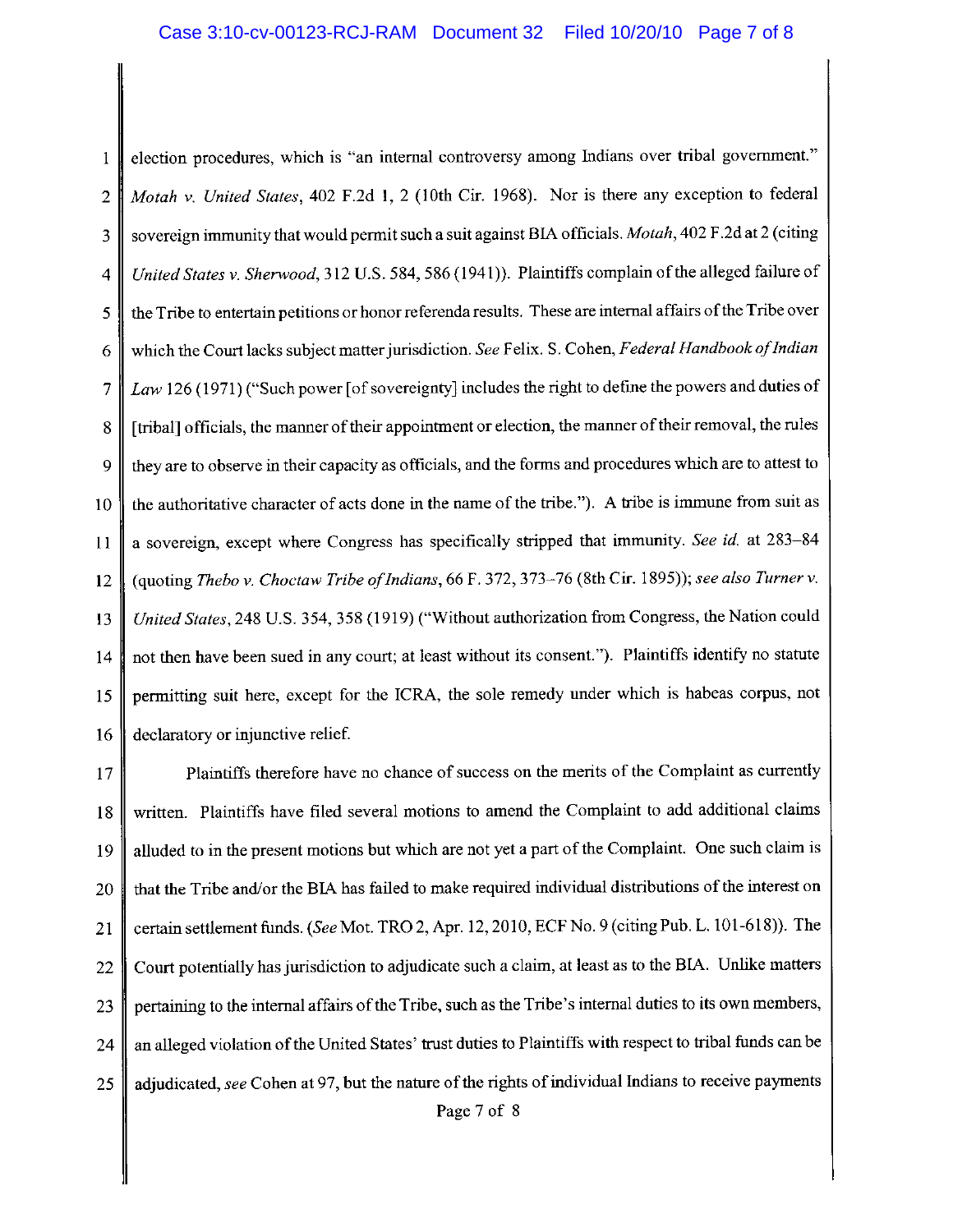election procedures, which is "an internal controversy among Indians over tribal government." *Motah v. United States*, 402 F.2d 1, 2 (10th Cir. 1968). Nor is there any exception to federal sovereign immunity that would permit such a suit against BIA officials. *Motah*, 402 F.2d at 2 (citing *United States v. Sherwood*, 312 U.S. 584, 586 (1941)). Plaintiffs complain of the alleged failure of the Tribe to entertain petitions or honor referenda results. These are internal affairs of the Tribe over which the Court lacks subject matter jurisdiction. *See* Felix. S. Cohen, *Federal Handbook of Indian Law* 126 (1971) ("Such power [of sovereignty] includes the right to define the powers and duties of [tribal] officials, the manner of their appointment or election, the manner of their removal, the rules they are to observe in their capacity as officials, and the forms and procedures which are to attest to the authoritative character of acts done in the name of the tribe."). A tribe is immune from suit as a sovereign, except where Congress has specifically stripped that immunity. *See id.* at 283–84 (quoting *Thebo v. Choctaw Tribe of Indians*, 66 F. 372, 373–76 (8th Cir. 1895)); *see also Turner v. United States*, 248 U.S. 354, 358 (1919) ("Without authorization from Congress, the Nation could not then have been sued in any court; at least without its consent."). Plaintiffs identify no statute permitting suit here, except for the ICRA, the sole remedy under which is habeas corpus, not declaratory or injunctive relief.

Plaintiffs therefore have no chance of success on the merits of the Complaint as currently written. Plaintiffs have filed several motions to amend the Complaint to add additional claims alluded to in the present motions but which are not yet a part of the Complaint. One such claim is that the Tribe and/or the BIA has failed to make required individual distributions of the interest on certain settlement funds. (*See* Mot. TRO 2, Apr. 12, 2010, ECF No. 9 (citing Pub. L. 101-618)). The Court potentially has jurisdiction to adjudicate such a claim, at least as to the BIA. Unlike matters pertaining to the internal affairs of the Tribe, such as the Tribe's internal duties to its own members, an alleged violation of the United States' trust duties to Plaintiffs with respect to tribal funds can be adjudicated, *see* Cohen at 97, but the nature of the rights of individual Indians to receive payments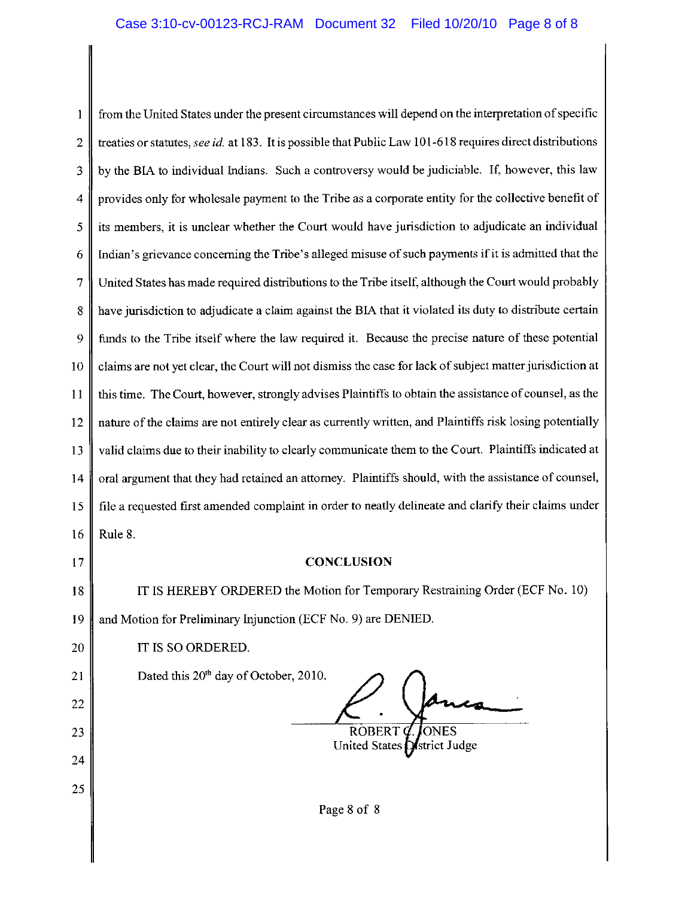from the United States under the present circumstances will depend on the interpretation of specific treaties or statutes, *see id.* at 183. It is possible that Public Law 101-618 requires direct distributions by the BIA to individual Indians. Such a controversy would be judiciable. If, however, this law provides only for wholesale payment to the Tribe as a corporate entity for the collective benefit of its members, it is unclear whether the Court would have jurisdiction to adjudicate an individual Indian's grievance concerning the Tribe's alleged misuse of such payments if it is admitted that the United States has made required distributions to the Tribe itself, although the Court would probably have jurisdiction to adjudicate a claim against the BIA that it violated its duty to distribute certain funds to the Tribe itself where the law required it. Because the precise nature of these potential claims are not yet clear, the Court will not dismiss the case for lack of subject matter jurisdiction at this time. The Court, however, strongly advises Plaintiffs to obtain the assistance of counsel, as the nature of the claims are not entirely clear as currently written, and Plaintiffs risk losing potentially valid claims due to their inability to clearly communicate them to the Court. Plaintiffs indicated at oral argument that they had retained an attorney. Plaintiffs should, with the assistance of counsel, file a requested first amended complaint in order to neatly delineate and clarify their claims under Rule 8.

**CONCLUSION**

IT IS HEREBY ORDERED the Motion for Temporary Restraining Order (ECF No. 10) and Motion for Preliminary Injunction (ECF No. 9) are DENIED.

IT IS SO ORDERED.

Dated this 20th day of October, 2010.

ROBERT C. JONES
United States District Judge